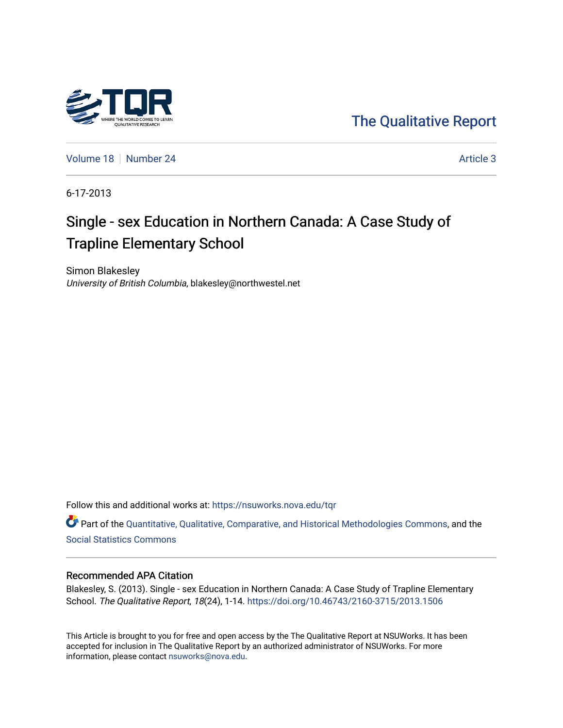The Qualitative Report

Volume 18 | Number 24 | Article 3

6-17-2013

# Single - sex Education in Northern Canada: A Case Study of Trapline Elementary School

Simon Blakesley
*University of British Columbia*, blakesley@northwestel.net

Follow this and additional works at: https://nsuworks.nova.edu/tqr

Part of the Quantitative, Qualitative, Comparative, and Historical Methodologies Commons, and the Social Statistics Commons

## Recommended APA Citation

Blakesley, S. (2013). Single - sex Education in Northern Canada: A Case Study of Trapline Elementary School. *The Qualitative Report*, *18*(24), 1-14. https://doi.org/10.46743/2160-3715/2013.1506

This Article is brought to you for free and open access by the The Qualitative Report at NSUWorks. It has been accepted for inclusion in The Qualitative Report by an authorized administrator of NSUWorks. For more information, please contact nsuworks@nova.edu.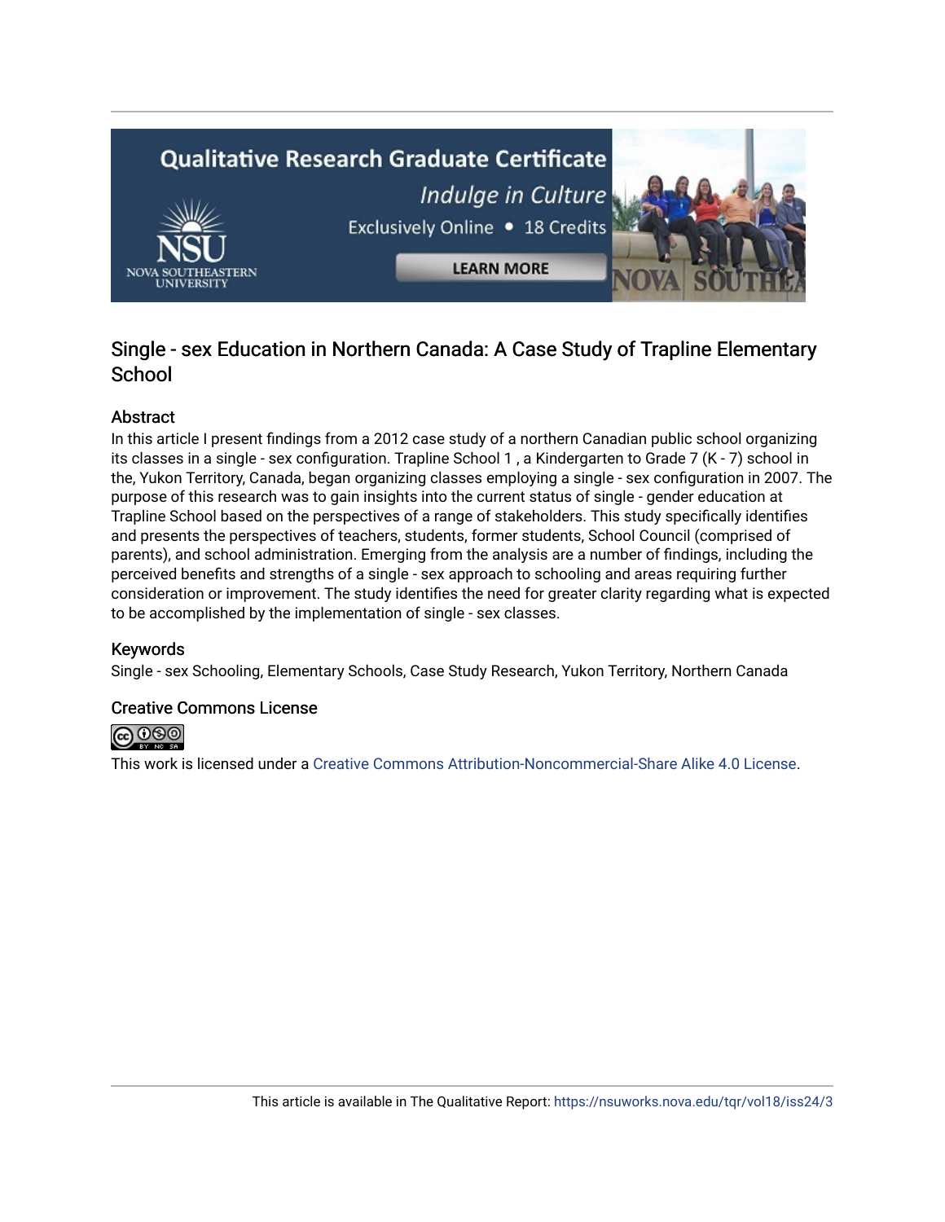Single - sex Education in Northern Canada: A Case Study of Trapline Elementary School

## Abstract

In this article I present findings from a 2012 case study of a northern Canadian public school organizing its classes in a single - sex configuration. Trapline School 1 , a Kindergarten to Grade 7 (K - 7) school in the, Yukon Territory, Canada, began organizing classes employing a single - sex configuration in 2007. The purpose of this research was to gain insights into the current status of single - gender education at Trapline School based on the perspectives of a range of stakeholders. This study specifically identifies and presents the perspectives of teachers, students, former students, School Council (comprised of parents), and school administration. Emerging from the analysis are a number of findings, including the perceived benefits and strengths of a single - sex approach to schooling and areas requiring further consideration or improvement. The study identifies the need for greater clarity regarding what is expected to be accomplished by the implementation of single - sex classes.

## Keywords

Single - sex Schooling, Elementary Schools, Case Study Research, Yukon Territory, Northern Canada

## Creative Commons License

This work is licensed under a Creative Commons Attribution-Noncommercial-Share Alike 4.0 License.

This article is available in The Qualitative Report: https://nsuworks.nova.edu/tqr/vol18/iss24/3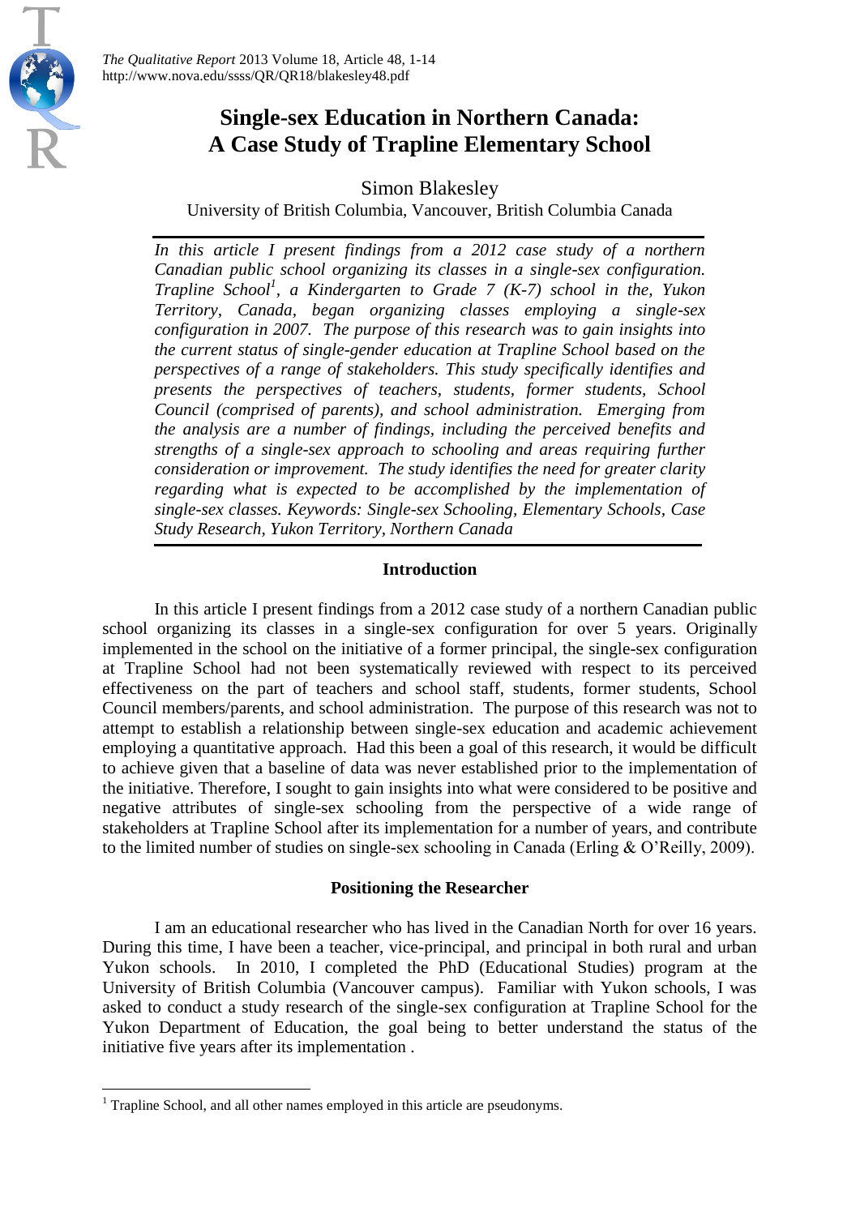# Single-sex Education in Northern Canada: A Case Study of Trapline Elementary School

Simon Blakesley

University of British Columbia, Vancouver, British Columbia Canada

*In this article I present findings from a 2012 case study of a northern Canadian public school organizing its classes in a single-sex configuration. Trapline School[1], a Kindergarten to Grade 7 (K-7) school in the, Yukon Territory, Canada, began organizing classes employing a single-sex configuration in 2007. The purpose of this research was to gain insights into the current status of single-gender education at Trapline School based on the perspectives of a range of stakeholders. This study specifically identifies and presents the perspectives of teachers, students, former students, School Council (comprised of parents), and school administration. Emerging from the analysis are a number of findings, including the perceived benefits and strengths of a single-sex approach to schooling and areas requiring further consideration or improvement. The study identifies the need for greater clarity regarding what is expected to be accomplished by the implementation of single-sex classes. Keywords: Single-sex Schooling, Elementary Schools, Case Study Research, Yukon Territory, Northern Canada*

## Introduction

In this article I present findings from a 2012 case study of a northern Canadian public school organizing its classes in a single-sex configuration for over 5 years. Originally implemented in the school on the initiative of a former principal, the single-sex configuration at Trapline School had not been systematically reviewed with respect to its perceived effectiveness on the part of teachers and school staff, students, former students, School Council members/parents, and school administration. The purpose of this research was not to attempt to establish a relationship between single-sex education and academic achievement employing a quantitative approach. Had this been a goal of this research, it would be difficult to achieve given that a baseline of data was never established prior to the implementation of the initiative. Therefore, I sought to gain insights into what were considered to be positive and negative attributes of single-sex schooling from the perspective of a wide range of stakeholders at Trapline School after its implementation for a number of years, and contribute to the limited number of studies on single-sex schooling in Canada (Erling & O'Reilly, 2009).

## Positioning the Researcher

I am an educational researcher who has lived in the Canadian North for over 16 years. During this time, I have been a teacher, vice-principal, and principal in both rural and urban Yukon schools. In 2010, I completed the PhD (Educational Studies) program at the University of British Columbia (Vancouver campus). Familiar with Yukon schools, I was asked to conduct a study research of the single-sex configuration at Trapline School for the Yukon Department of Education, the goal being to better understand the status of the initiative five years after its implementation .

[1] Trapline School, and all other names employed in this article are pseudonyms.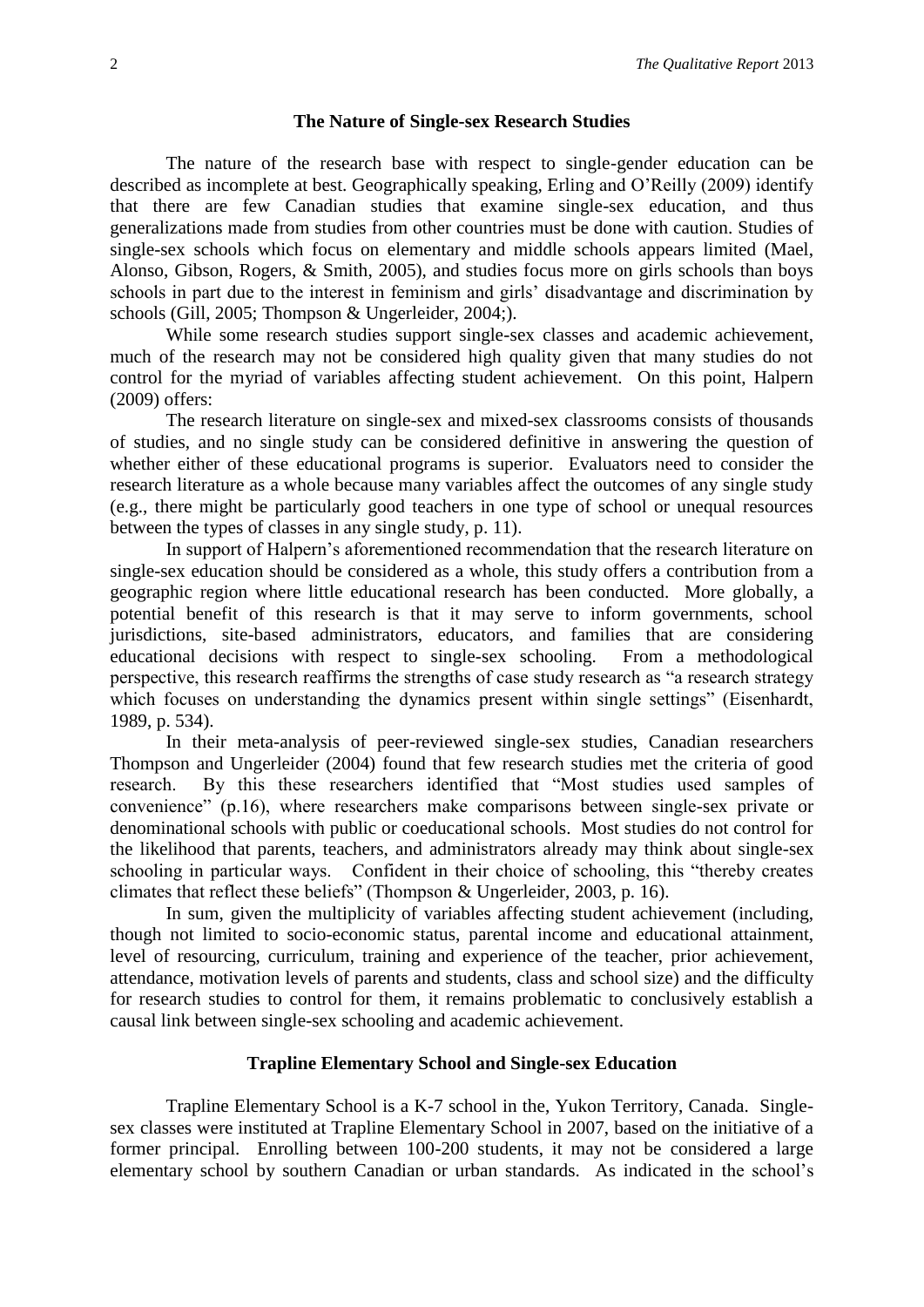## The Nature of Single-sex Research Studies

The nature of the research base with respect to single-gender education can be described as incomplete at best. Geographically speaking, Erling and O'Reilly (2009) identify that there are few Canadian studies that examine single-sex education, and thus generalizations made from studies from other countries must be done with caution. Studies of single-sex schools which focus on elementary and middle schools appears limited (Mael, Alonso, Gibson, Rogers, & Smith, 2005), and studies focus more on girls schools than boys schools in part due to the interest in feminism and girls' disadvantage and discrimination by schools (Gill, 2005; Thompson & Ungerleider, 2004;).

While some research studies support single-sex classes and academic achievement, much of the research may not be considered high quality given that many studies do not control for the myriad of variables affecting student achievement. On this point, Halpern (2009) offers:

The research literature on single-sex and mixed-sex classrooms consists of thousands of studies, and no single study can be considered definitive in answering the question of whether either of these educational programs is superior. Evaluators need to consider the research literature as a whole because many variables affect the outcomes of any single study (e.g., there might be particularly good teachers in one type of school or unequal resources between the types of classes in any single study, p. 11).

In support of Halpern's aforementioned recommendation that the research literature on single-sex education should be considered as a whole, this study offers a contribution from a geographic region where little educational research has been conducted. More globally, a potential benefit of this research is that it may serve to inform governments, school jurisdictions, site-based administrators, educators, and families that are considering educational decisions with respect to single-sex schooling. From a methodological perspective, this research reaffirms the strengths of case study research as "a research strategy which focuses on understanding the dynamics present within single settings" (Eisenhardt, 1989, p. 534).

In their meta-analysis of peer-reviewed single-sex studies, Canadian researchers Thompson and Ungerleider (2004) found that few research studies met the criteria of good research. By this these researchers identified that "Most studies used samples of convenience" (p.16), where researchers make comparisons between single-sex private or denominational schools with public or coeducational schools. Most studies do not control for the likelihood that parents, teachers, and administrators already may think about single-sex schooling in particular ways. Confident in their choice of schooling, this "thereby creates climates that reflect these beliefs" (Thompson & Ungerleider, 2003, p. 16).

In sum, given the multiplicity of variables affecting student achievement (including, though not limited to socio-economic status, parental income and educational attainment, level of resourcing, curriculum, training and experience of the teacher, prior achievement, attendance, motivation levels of parents and students, class and school size) and the difficulty for research studies to control for them, it remains problematic to conclusively establish a causal link between single-sex schooling and academic achievement.

## Trapline Elementary School and Single-sex Education

Trapline Elementary School is a K-7 school in the, Yukon Territory, Canada. Single-sex classes were instituted at Trapline Elementary School in 2007, based on the initiative of a former principal. Enrolling between 100-200 students, it may not be considered a large elementary school by southern Canadian or urban standards. As indicated in the school's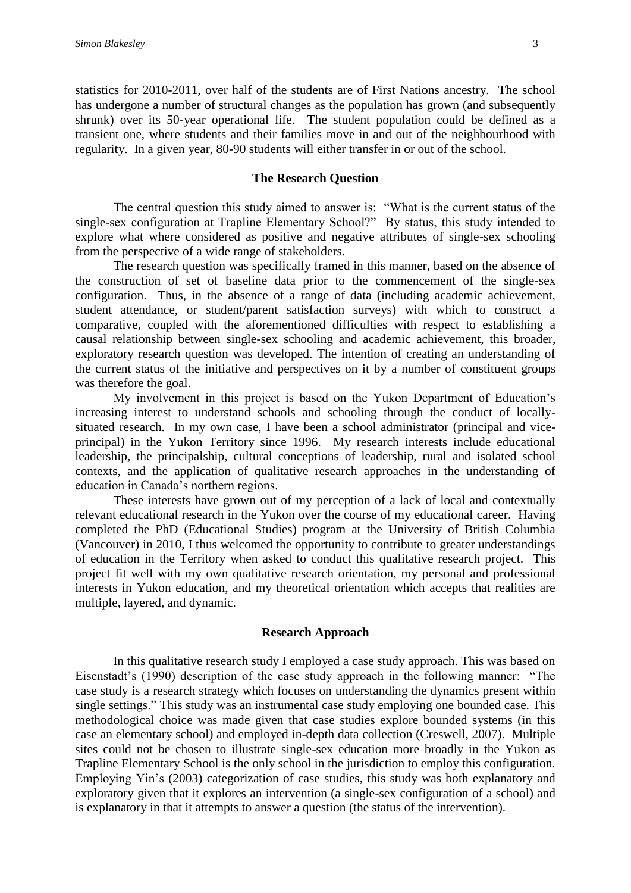statistics for 2010-2011, over half of the students are of First Nations ancestry. The school has undergone a number of structural changes as the population has grown (and subsequently shrunk) over its 50-year operational life. The student population could be defined as a transient one, where students and their families move in and out of the neighbourhood with regularity. In a given year, 80-90 students will either transfer in or out of the school.

## The Research Question

The central question this study aimed to answer is: "What is the current status of the single-sex configuration at Trapline Elementary School?" By status, this study intended to explore what where considered as positive and negative attributes of single-sex schooling from the perspective of a wide range of stakeholders.

The research question was specifically framed in this manner, based on the absence of the construction of set of baseline data prior to the commencement of the single-sex configuration. Thus, in the absence of a range of data (including academic achievement, student attendance, or student/parent satisfaction surveys) with which to construct a comparative, coupled with the aforementioned difficulties with respect to establishing a causal relationship between single-sex schooling and academic achievement, this broader, exploratory research question was developed. The intention of creating an understanding of the current status of the initiative and perspectives on it by a number of constituent groups was therefore the goal.

My involvement in this project is based on the Yukon Department of Education's increasing interest to understand schools and schooling through the conduct of locally-situated research. In my own case, I have been a school administrator (principal and vice-principal) in the Yukon Territory since 1996. My research interests include educational leadership, the principalship, cultural conceptions of leadership, rural and isolated school contexts, and the application of qualitative research approaches in the understanding of education in Canada's northern regions.

These interests have grown out of my perception of a lack of local and contextually relevant educational research in the Yukon over the course of my educational career. Having completed the PhD (Educational Studies) program at the University of British Columbia (Vancouver) in 2010, I thus welcomed the opportunity to contribute to greater understandings of education in the Territory when asked to conduct this qualitative research project. This project fit well with my own qualitative research orientation, my personal and professional interests in Yukon education, and my theoretical orientation which accepts that realities are multiple, layered, and dynamic.

## Research Approach

In this qualitative research study I employed a case study approach. This was based on Eisenstadt's (1990) description of the case study approach in the following manner: "The case study is a research strategy which focuses on understanding the dynamics present within single settings." This study was an instrumental case study employing one bounded case. This methodological choice was made given that case studies explore bounded systems (in this case an elementary school) and employed in-depth data collection (Creswell, 2007). Multiple sites could not be chosen to illustrate single-sex education more broadly in the Yukon as Trapline Elementary School is the only school in the jurisdiction to employ this configuration. Employing Yin's (2003) categorization of case studies, this study was both explanatory and exploratory given that it explores an intervention (a single-sex configuration of a school) and is explanatory in that it attempts to answer a question (the status of the intervention).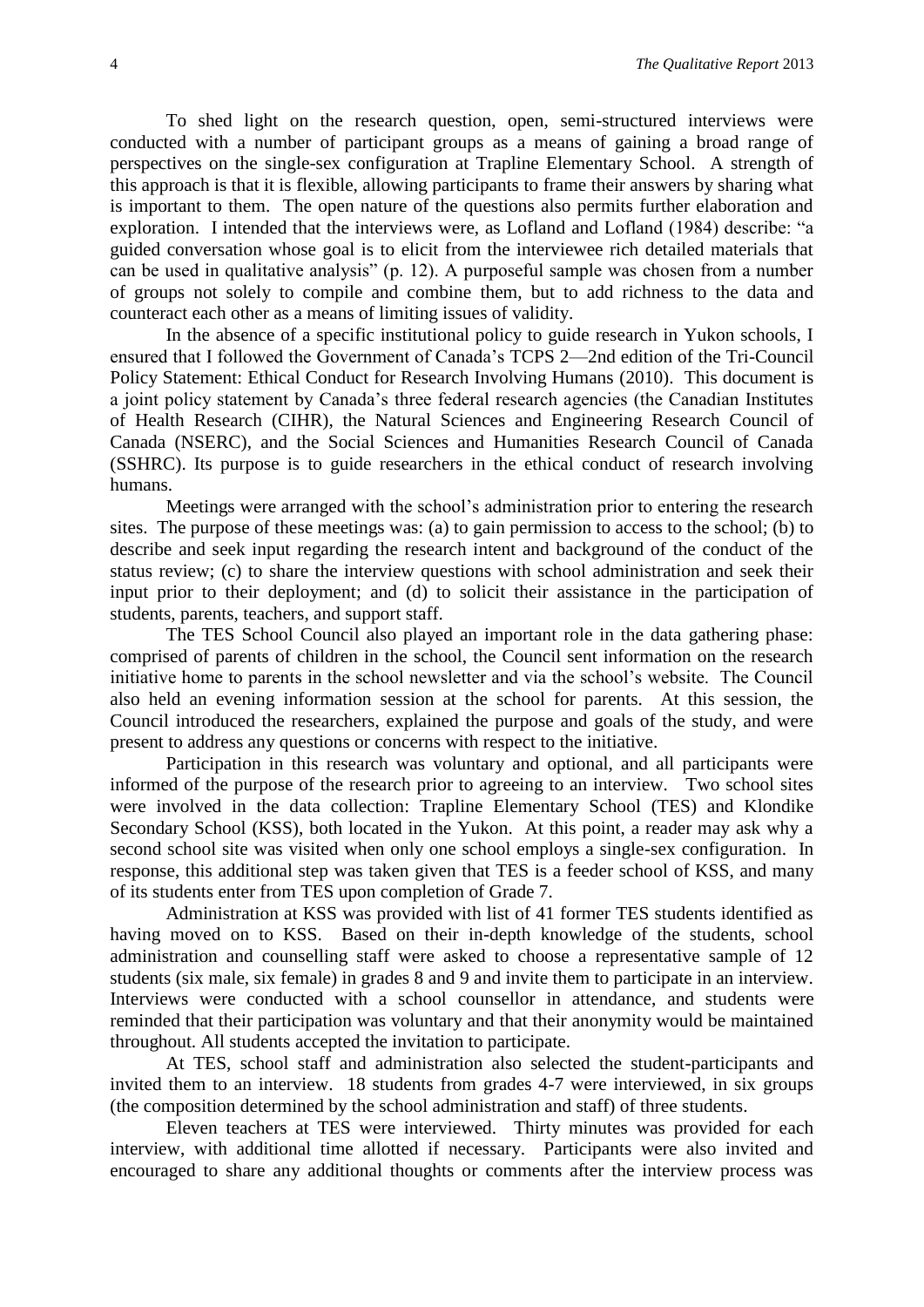To shed light on the research question, open, semi-structured interviews were conducted with a number of participant groups as a means of gaining a broad range of perspectives on the single-sex configuration at Trapline Elementary School. A strength of this approach is that it is flexible, allowing participants to frame their answers by sharing what is important to them. The open nature of the questions also permits further elaboration and exploration. I intended that the interviews were, as Lofland and Lofland (1984) describe: "a guided conversation whose goal is to elicit from the interviewee rich detailed materials that can be used in qualitative analysis" (p. 12). A purposeful sample was chosen from a number of groups not solely to compile and combine them, but to add richness to the data and counteract each other as a means of limiting issues of validity.

In the absence of a specific institutional policy to guide research in Yukon schools, I ensured that I followed the Government of Canada's TCPS 2—2nd edition of the Tri-Council Policy Statement: Ethical Conduct for Research Involving Humans (2010). This document is a joint policy statement by Canada's three federal research agencies (the Canadian Institutes of Health Research (CIHR), the Natural Sciences and Engineering Research Council of Canada (NSERC), and the Social Sciences and Humanities Research Council of Canada (SSHRC). Its purpose is to guide researchers in the ethical conduct of research involving humans.

Meetings were arranged with the school's administration prior to entering the research sites. The purpose of these meetings was: (a) to gain permission to access to the school; (b) to describe and seek input regarding the research intent and background of the conduct of the status review; (c) to share the interview questions with school administration and seek their input prior to their deployment; and (d) to solicit their assistance in the participation of students, parents, teachers, and support staff.

The TES School Council also played an important role in the data gathering phase: comprised of parents of children in the school, the Council sent information on the research initiative home to parents in the school newsletter and via the school's website. The Council also held an evening information session at the school for parents. At this session, the Council introduced the researchers, explained the purpose and goals of the study, and were present to address any questions or concerns with respect to the initiative.

Participation in this research was voluntary and optional, and all participants were informed of the purpose of the research prior to agreeing to an interview. Two school sites were involved in the data collection: Trapline Elementary School (TES) and Klondike Secondary School (KSS), both located in the Yukon. At this point, a reader may ask why a second school site was visited when only one school employs a single-sex configuration. In response, this additional step was taken given that TES is a feeder school of KSS, and many of its students enter from TES upon completion of Grade 7.

Administration at KSS was provided with list of 41 former TES students identified as having moved on to KSS. Based on their in-depth knowledge of the students, school administration and counselling staff were asked to choose a representative sample of 12 students (six male, six female) in grades 8 and 9 and invite them to participate in an interview. Interviews were conducted with a school counsellor in attendance, and students were reminded that their participation was voluntary and that their anonymity would be maintained throughout. All students accepted the invitation to participate.

At TES, school staff and administration also selected the student-participants and invited them to an interview. 18 students from grades 4-7 were interviewed, in six groups (the composition determined by the school administration and staff) of three students.

Eleven teachers at TES were interviewed. Thirty minutes was provided for each interview, with additional time allotted if necessary. Participants were also invited and encouraged to share any additional thoughts or comments after the interview process was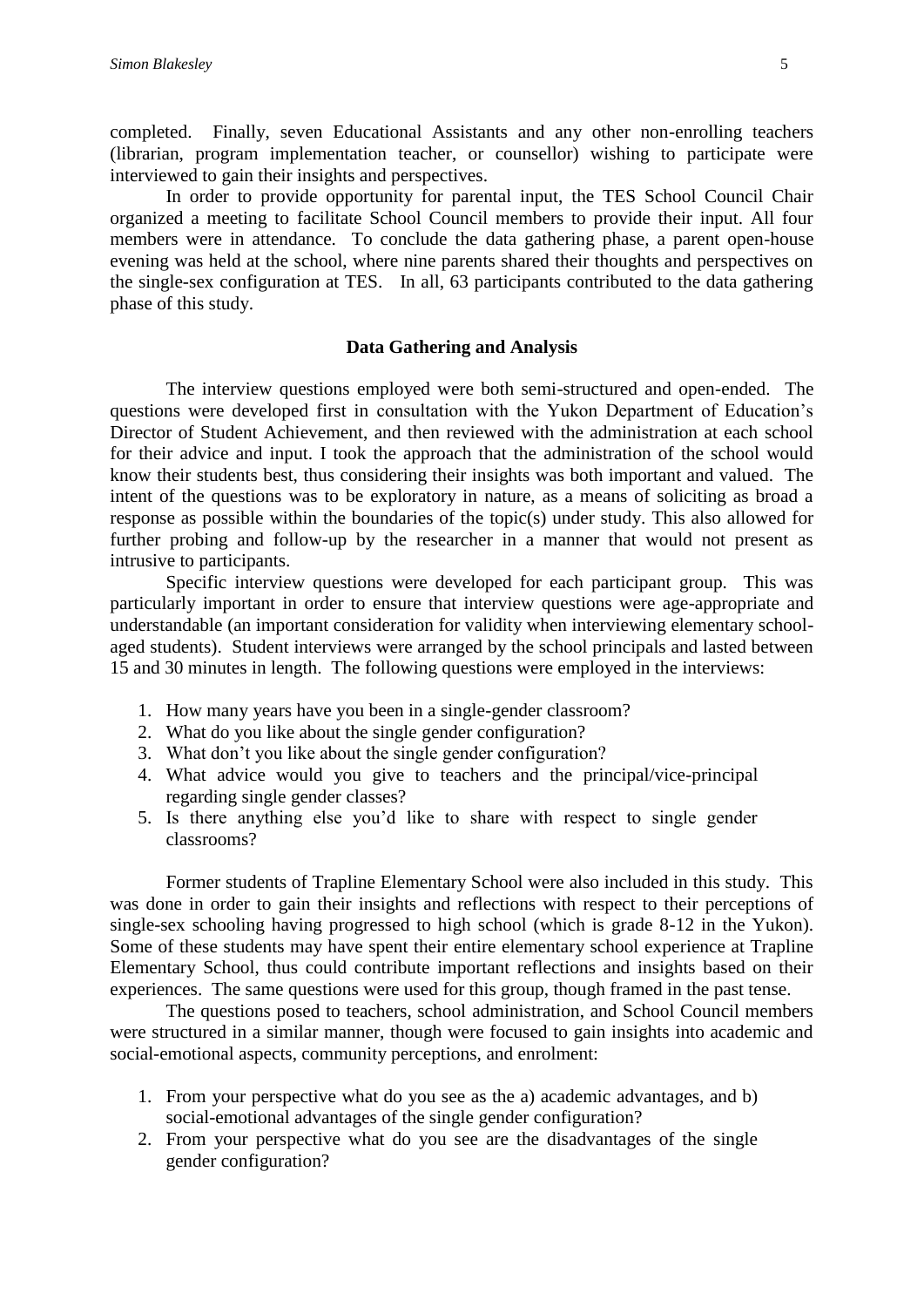completed. Finally, seven Educational Assistants and any other non-enrolling teachers (librarian, program implementation teacher, or counsellor) wishing to participate were interviewed to gain their insights and perspectives.

In order to provide opportunity for parental input, the TES School Council Chair organized a meeting to facilitate School Council members to provide their input. All four members were in attendance. To conclude the data gathering phase, a parent open-house evening was held at the school, where nine parents shared their thoughts and perspectives on the single-sex configuration at TES. In all, 63 participants contributed to the data gathering phase of this study.

### Data Gathering and Analysis

The interview questions employed were both semi-structured and open-ended. The questions were developed first in consultation with the Yukon Department of Education's Director of Student Achievement, and then reviewed with the administration at each school for their advice and input. I took the approach that the administration of the school would know their students best, thus considering their insights was both important and valued. The intent of the questions was to be exploratory in nature, as a means of soliciting as broad a response as possible within the boundaries of the topic(s) under study. This also allowed for further probing and follow-up by the researcher in a manner that would not present as intrusive to participants.

Specific interview questions were developed for each participant group. This was particularly important in order to ensure that interview questions were age-appropriate and understandable (an important consideration for validity when interviewing elementary school-aged students). Student interviews were arranged by the school principals and lasted between 15 and 30 minutes in length. The following questions were employed in the interviews:

1. How many years have you been in a single-gender classroom?
2. What do you like about the single gender configuration?
3. What don't you like about the single gender configuration?
4. What advice would you give to teachers and the principal/vice-principal regarding single gender classes?
5. Is there anything else you'd like to share with respect to single gender classrooms?

Former students of Trapline Elementary School were also included in this study. This was done in order to gain their insights and reflections with respect to their perceptions of single-sex schooling having progressed to high school (which is grade 8-12 in the Yukon). Some of these students may have spent their entire elementary school experience at Trapline Elementary School, thus could contribute important reflections and insights based on their experiences. The same questions were used for this group, though framed in the past tense.

The questions posed to teachers, school administration, and School Council members were structured in a similar manner, though were focused to gain insights into academic and social-emotional aspects, community perceptions, and enrolment:

1. From your perspective what do you see as the a) academic advantages, and b) social-emotional advantages of the single gender configuration?
2. From your perspective what do you see are the disadvantages of the single gender configuration?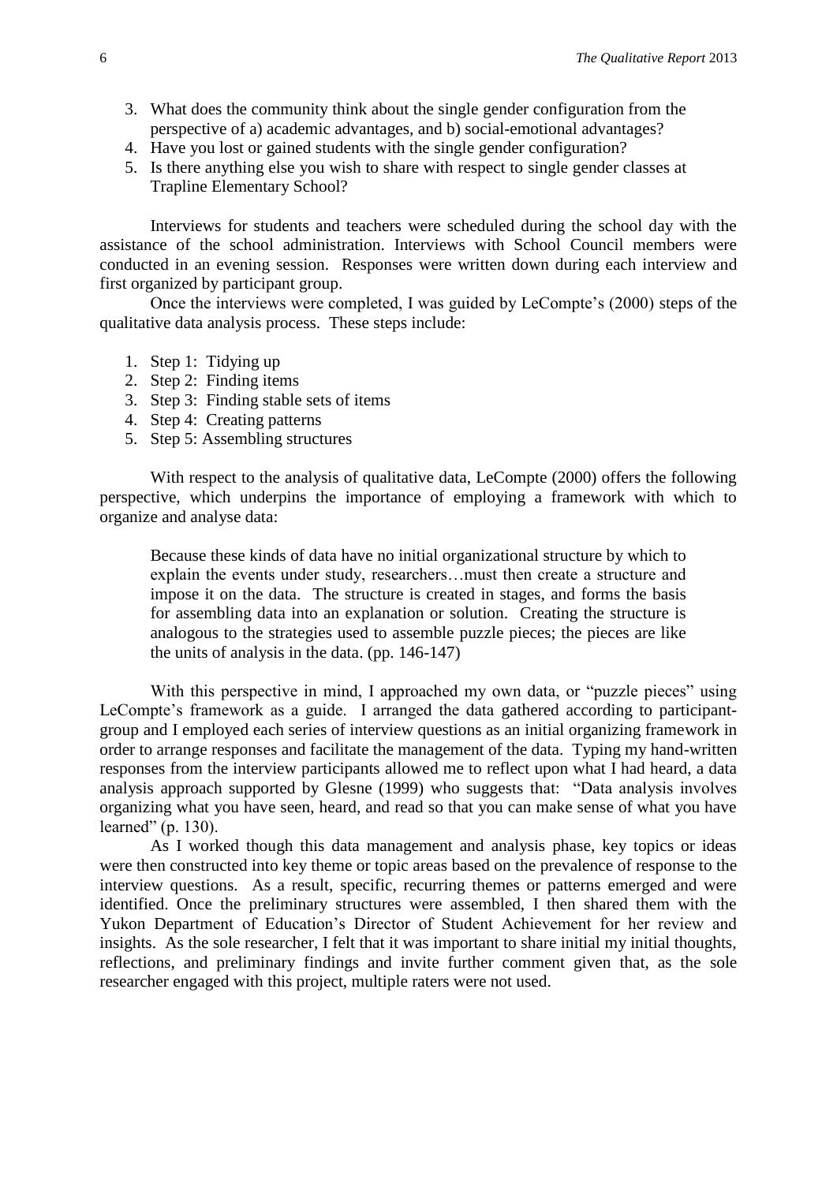3. What does the community think about the single gender configuration from the perspective of a) academic advantages, and b) social-emotional advantages?
4. Have you lost or gained students with the single gender configuration?
5. Is there anything else you wish to share with respect to single gender classes at Trapline Elementary School?

Interviews for students and teachers were scheduled during the school day with the assistance of the school administration. Interviews with School Council members were conducted in an evening session. Responses were written down during each interview and first organized by participant group.

Once the interviews were completed, I was guided by LeCompte's (2000) steps of the qualitative data analysis process. These steps include:

1. Step 1: Tidying up
2. Step 2: Finding items
3. Step 3: Finding stable sets of items
4. Step 4: Creating patterns
5. Step 5: Assembling structures

With respect to the analysis of qualitative data, LeCompte (2000) offers the following perspective, which underpins the importance of employing a framework with which to organize and analyse data:

> Because these kinds of data have no initial organizational structure by which to explain the events under study, researchers…must then create a structure and impose it on the data. The structure is created in stages, and forms the basis for assembling data into an explanation or solution. Creating the structure is analogous to the strategies used to assemble puzzle pieces; the pieces are like the units of analysis in the data. (pp. 146-147)

With this perspective in mind, I approached my own data, or "puzzle pieces" using LeCompte's framework as a guide. I arranged the data gathered according to participant-group and I employed each series of interview questions as an initial organizing framework in order to arrange responses and facilitate the management of the data. Typing my hand-written responses from the interview participants allowed me to reflect upon what I had heard, a data analysis approach supported by Glesne (1999) who suggests that: "Data analysis involves organizing what you have seen, heard, and read so that you can make sense of what you have learned" (p. 130).

As I worked though this data management and analysis phase, key topics or ideas were then constructed into key theme or topic areas based on the prevalence of response to the interview questions. As a result, specific, recurring themes or patterns emerged and were identified. Once the preliminary structures were assembled, I then shared them with the Yukon Department of Education's Director of Student Achievement for her review and insights. As the sole researcher, I felt that it was important to share initial my initial thoughts, reflections, and preliminary findings and invite further comment given that, as the sole researcher engaged with this project, multiple raters were not used.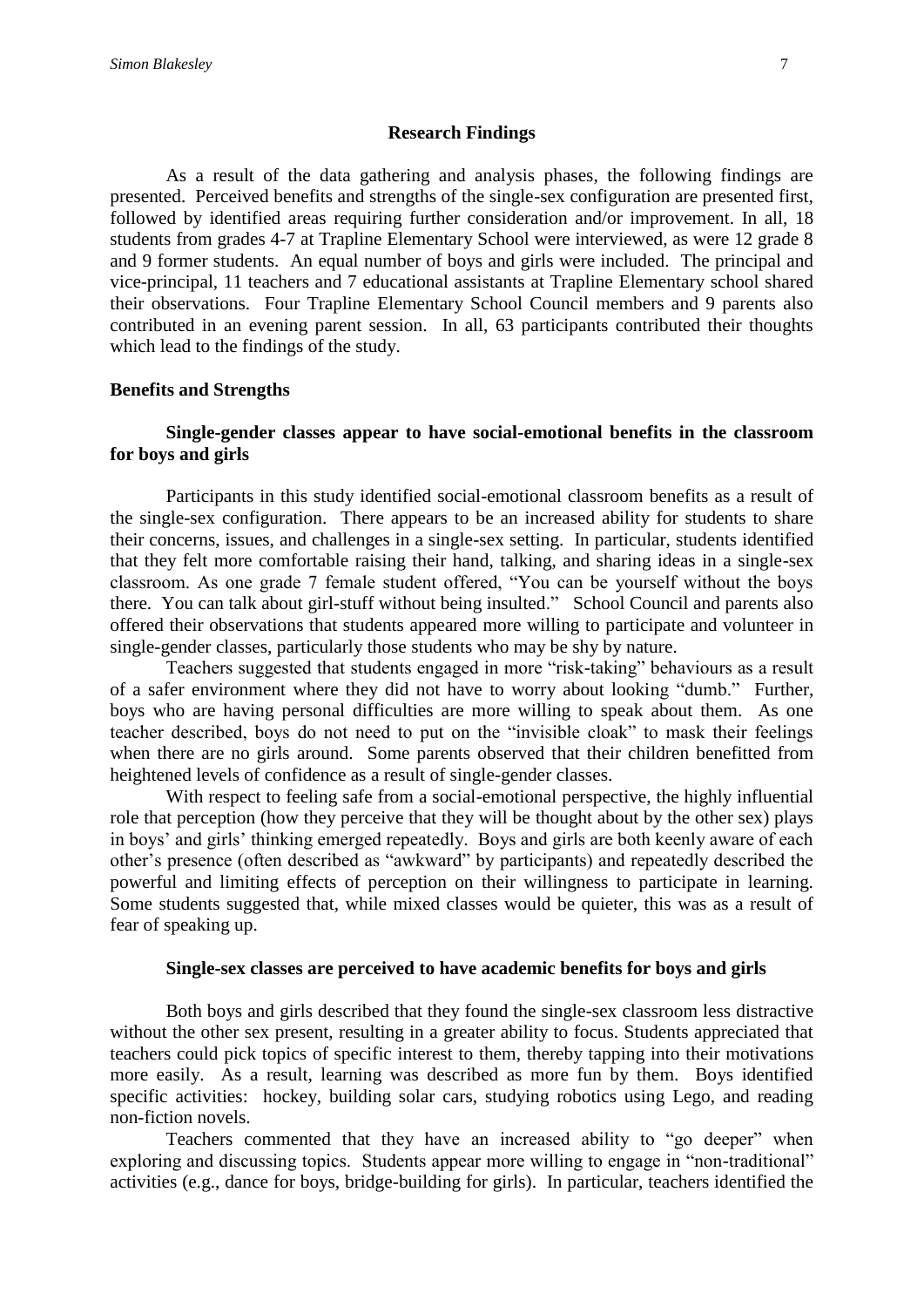## Research Findings

As a result of the data gathering and analysis phases, the following findings are presented. Perceived benefits and strengths of the single-sex configuration are presented first, followed by identified areas requiring further consideration and/or improvement. In all, 18 students from grades 4-7 at Trapline Elementary School were interviewed, as were 12 grade 8 and 9 former students. An equal number of boys and girls were included. The principal and vice-principal, 11 teachers and 7 educational assistants at Trapline Elementary school shared their observations. Four Trapline Elementary School Council members and 9 parents also contributed in an evening parent session. In all, 63 participants contributed their thoughts which lead to the findings of the study.

### Benefits and Strengths

#### Single-gender classes appear to have social-emotional benefits in the classroom for boys and girls

Participants in this study identified social-emotional classroom benefits as a result of the single-sex configuration. There appears to be an increased ability for students to share their concerns, issues, and challenges in a single-sex setting. In particular, students identified that they felt more comfortable raising their hand, talking, and sharing ideas in a single-sex classroom. As one grade 7 female student offered, "You can be yourself without the boys there. You can talk about girl-stuff without being insulted." School Council and parents also offered their observations that students appeared more willing to participate and volunteer in single-gender classes, particularly those students who may be shy by nature.

Teachers suggested that students engaged in more "risk-taking" behaviours as a result of a safer environment where they did not have to worry about looking "dumb." Further, boys who are having personal difficulties are more willing to speak about them. As one teacher described, boys do not need to put on the "invisible cloak" to mask their feelings when there are no girls around. Some parents observed that their children benefitted from heightened levels of confidence as a result of single-gender classes.

With respect to feeling safe from a social-emotional perspective, the highly influential role that perception (how they perceive that they will be thought about by the other sex) plays in boys' and girls' thinking emerged repeatedly. Boys and girls are both keenly aware of each other's presence (often described as "awkward" by participants) and repeatedly described the powerful and limiting effects of perception on their willingness to participate in learning. Some students suggested that, while mixed classes would be quieter, this was as a result of fear of speaking up.

#### Single-sex classes are perceived to have academic benefits for boys and girls

Both boys and girls described that they found the single-sex classroom less distractive without the other sex present, resulting in a greater ability to focus. Students appreciated that teachers could pick topics of specific interest to them, thereby tapping into their motivations more easily. As a result, learning was described as more fun by them. Boys identified specific activities: hockey, building solar cars, studying robotics using Lego, and reading non-fiction novels.

Teachers commented that they have an increased ability to "go deeper" when exploring and discussing topics. Students appear more willing to engage in "non-traditional" activities (e.g., dance for boys, bridge-building for girls). In particular, teachers identified the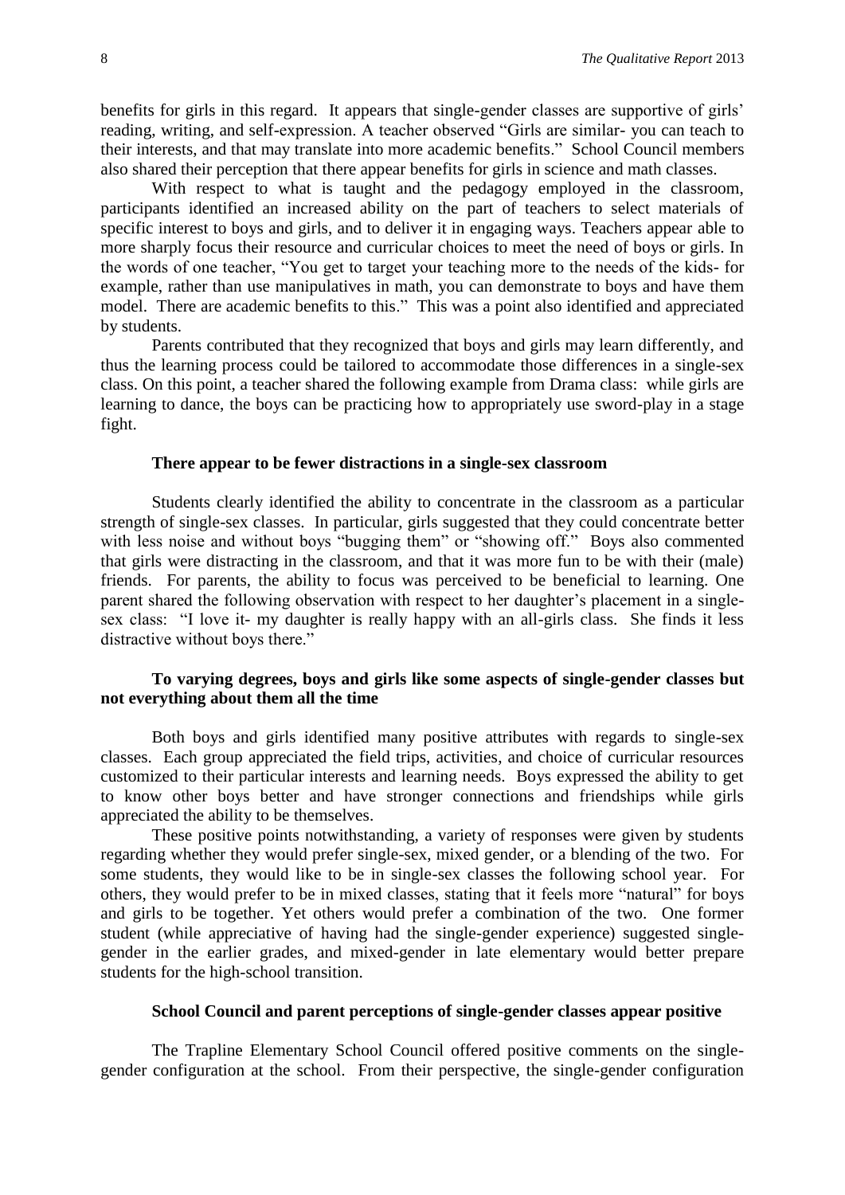benefits for girls in this regard. It appears that single-gender classes are supportive of girls' reading, writing, and self-expression. A teacher observed "Girls are similar- you can teach to their interests, and that may translate into more academic benefits." School Council members also shared their perception that there appear benefits for girls in science and math classes.

With respect to what is taught and the pedagogy employed in the classroom, participants identified an increased ability on the part of teachers to select materials of specific interest to boys and girls, and to deliver it in engaging ways. Teachers appear able to more sharply focus their resource and curricular choices to meet the need of boys or girls. In the words of one teacher, "You get to target your teaching more to the needs of the kids- for example, rather than use manipulatives in math, you can demonstrate to boys and have them model. There are academic benefits to this." This was a point also identified and appreciated by students.

Parents contributed that they recognized that boys and girls may learn differently, and thus the learning process could be tailored to accommodate those differences in a single-sex class. On this point, a teacher shared the following example from Drama class: while girls are learning to dance, the boys can be practicing how to appropriately use sword-play in a stage fight.

**There appear to be fewer distractions in a single-sex classroom**

Students clearly identified the ability to concentrate in the classroom as a particular strength of single-sex classes. In particular, girls suggested that they could concentrate better with less noise and without boys "bugging them" or "showing off." Boys also commented that girls were distracting in the classroom, and that it was more fun to be with their (male) friends. For parents, the ability to focus was perceived to be beneficial to learning. One parent shared the following observation with respect to her daughter's placement in a single-sex class: "I love it- my daughter is really happy with an all-girls class. She finds it less distractive without boys there."

**To varying degrees, boys and girls like some aspects of single-gender classes but not everything about them all the time**

Both boys and girls identified many positive attributes with regards to single-sex classes. Each group appreciated the field trips, activities, and choice of curricular resources customized to their particular interests and learning needs. Boys expressed the ability to get to know other boys better and have stronger connections and friendships while girls appreciated the ability to be themselves.

These positive points notwithstanding, a variety of responses were given by students regarding whether they would prefer single-sex, mixed gender, or a blending of the two. For some students, they would like to be in single-sex classes the following school year. For others, they would prefer to be in mixed classes, stating that it feels more "natural" for boys and girls to be together. Yet others would prefer a combination of the two. One former student (while appreciative of having had the single-gender experience) suggested single-gender in the earlier grades, and mixed-gender in late elementary would better prepare students for the high-school transition.

**School Council and parent perceptions of single-gender classes appear positive**

The Trapline Elementary School Council offered positive comments on the single-gender configuration at the school. From their perspective, the single-gender configuration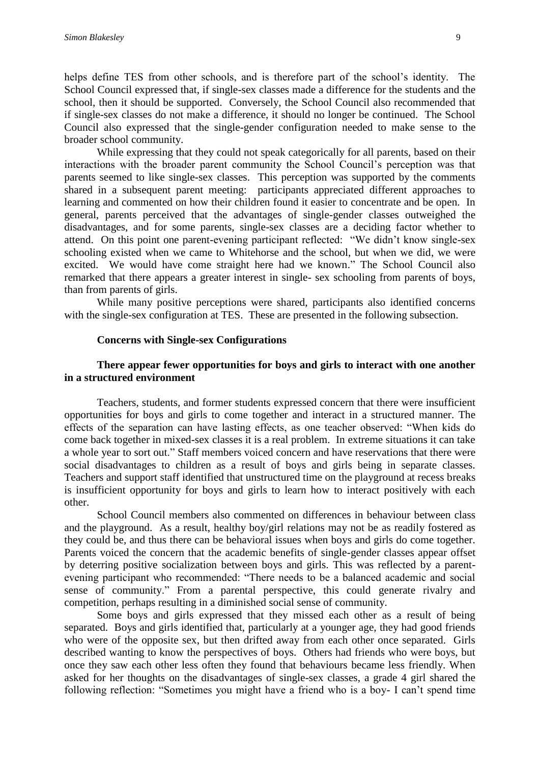helps define TES from other schools, and is therefore part of the school's identity. The School Council expressed that, if single-sex classes made a difference for the students and the school, then it should be supported. Conversely, the School Council also recommended that if single-sex classes do not make a difference, it should no longer be continued. The School Council also expressed that the single-gender configuration needed to make sense to the broader school community.

While expressing that they could not speak categorically for all parents, based on their interactions with the broader parent community the School Council's perception was that parents seemed to like single-sex classes. This perception was supported by the comments shared in a subsequent parent meeting: participants appreciated different approaches to learning and commented on how their children found it easier to concentrate and be open. In general, parents perceived that the advantages of single-gender classes outweighed the disadvantages, and for some parents, single-sex classes are a deciding factor whether to attend. On this point one parent-evening participant reflected: "We didn't know single-sex schooling existed when we came to Whitehorse and the school, but when we did, we were excited. We would have come straight here had we known." The School Council also remarked that there appears a greater interest in single- sex schooling from parents of boys, than from parents of girls.

While many positive perceptions were shared, participants also identified concerns with the single-sex configuration at TES. These are presented in the following subsection.

### Concerns with Single-sex Configurations

#### There appear fewer opportunities for boys and girls to interact with one another in a structured environment

Teachers, students, and former students expressed concern that there were insufficient opportunities for boys and girls to come together and interact in a structured manner. The effects of the separation can have lasting effects, as one teacher observed: "When kids do come back together in mixed-sex classes it is a real problem. In extreme situations it can take a whole year to sort out." Staff members voiced concern and have reservations that there were social disadvantages to children as a result of boys and girls being in separate classes. Teachers and support staff identified that unstructured time on the playground at recess breaks is insufficient opportunity for boys and girls to learn how to interact positively with each other.

School Council members also commented on differences in behaviour between class and the playground. As a result, healthy boy/girl relations may not be as readily fostered as they could be, and thus there can be behavioral issues when boys and girls do come together. Parents voiced the concern that the academic benefits of single-gender classes appear offset by deterring positive socialization between boys and girls. This was reflected by a parent-evening participant who recommended: "There needs to be a balanced academic and social sense of community." From a parental perspective, this could generate rivalry and competition, perhaps resulting in a diminished social sense of community.

Some boys and girls expressed that they missed each other as a result of being separated. Boys and girls identified that, particularly at a younger age, they had good friends who were of the opposite sex, but then drifted away from each other once separated. Girls described wanting to know the perspectives of boys. Others had friends who were boys, but once they saw each other less often they found that behaviours became less friendly. When asked for her thoughts on the disadvantages of single-sex classes, a grade 4 girl shared the following reflection: "Sometimes you might have a friend who is a boy- I can't spend time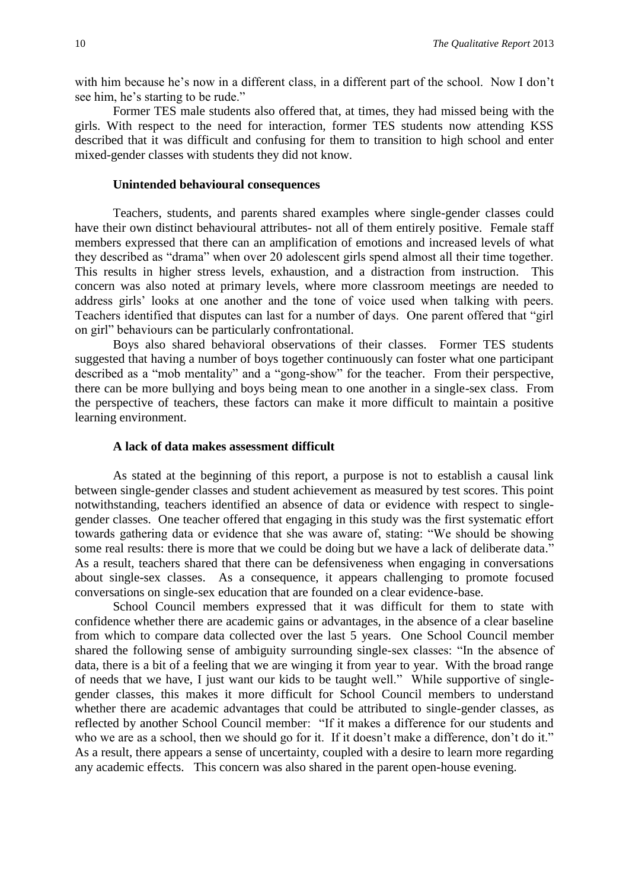with him because he's now in a different class, in a different part of the school. Now I don't see him, he's starting to be rude."

Former TES male students also offered that, at times, they had missed being with the girls. With respect to the need for interaction, former TES students now attending KSS described that it was difficult and confusing for them to transition to high school and enter mixed-gender classes with students they did not know.

### Unintended behavioural consequences

Teachers, students, and parents shared examples where single-gender classes could have their own distinct behavioural attributes- not all of them entirely positive. Female staff members expressed that there can an amplification of emotions and increased levels of what they described as "drama" when over 20 adolescent girls spend almost all their time together. This results in higher stress levels, exhaustion, and a distraction from instruction. This concern was also noted at primary levels, where more classroom meetings are needed to address girls' looks at one another and the tone of voice used when talking with peers. Teachers identified that disputes can last for a number of days. One parent offered that "girl on girl" behaviours can be particularly confrontational.

Boys also shared behavioral observations of their classes. Former TES students suggested that having a number of boys together continuously can foster what one participant described as a "mob mentality" and a "gong-show" for the teacher. From their perspective, there can be more bullying and boys being mean to one another in a single-sex class. From the perspective of teachers, these factors can make it more difficult to maintain a positive learning environment.

### A lack of data makes assessment difficult

As stated at the beginning of this report, a purpose is not to establish a causal link between single-gender classes and student achievement as measured by test scores. This point notwithstanding, teachers identified an absence of data or evidence with respect to single-gender classes. One teacher offered that engaging in this study was the first systematic effort towards gathering data or evidence that she was aware of, stating: "We should be showing some real results: there is more that we could be doing but we have a lack of deliberate data." As a result, teachers shared that there can be defensiveness when engaging in conversations about single-sex classes. As a consequence, it appears challenging to promote focused conversations on single-sex education that are founded on a clear evidence-base.

School Council members expressed that it was difficult for them to state with confidence whether there are academic gains or advantages, in the absence of a clear baseline from which to compare data collected over the last 5 years. One School Council member shared the following sense of ambiguity surrounding single-sex classes: "In the absence of data, there is a bit of a feeling that we are winging it from year to year. With the broad range of needs that we have, I just want our kids to be taught well." While supportive of single-gender classes, this makes it more difficult for School Council members to understand whether there are academic advantages that could be attributed to single-gender classes, as reflected by another School Council member: "If it makes a difference for our students and who we are as a school, then we should go for it. If it doesn't make a difference, don't do it." As a result, there appears a sense of uncertainty, coupled with a desire to learn more regarding any academic effects. This concern was also shared in the parent open-house evening.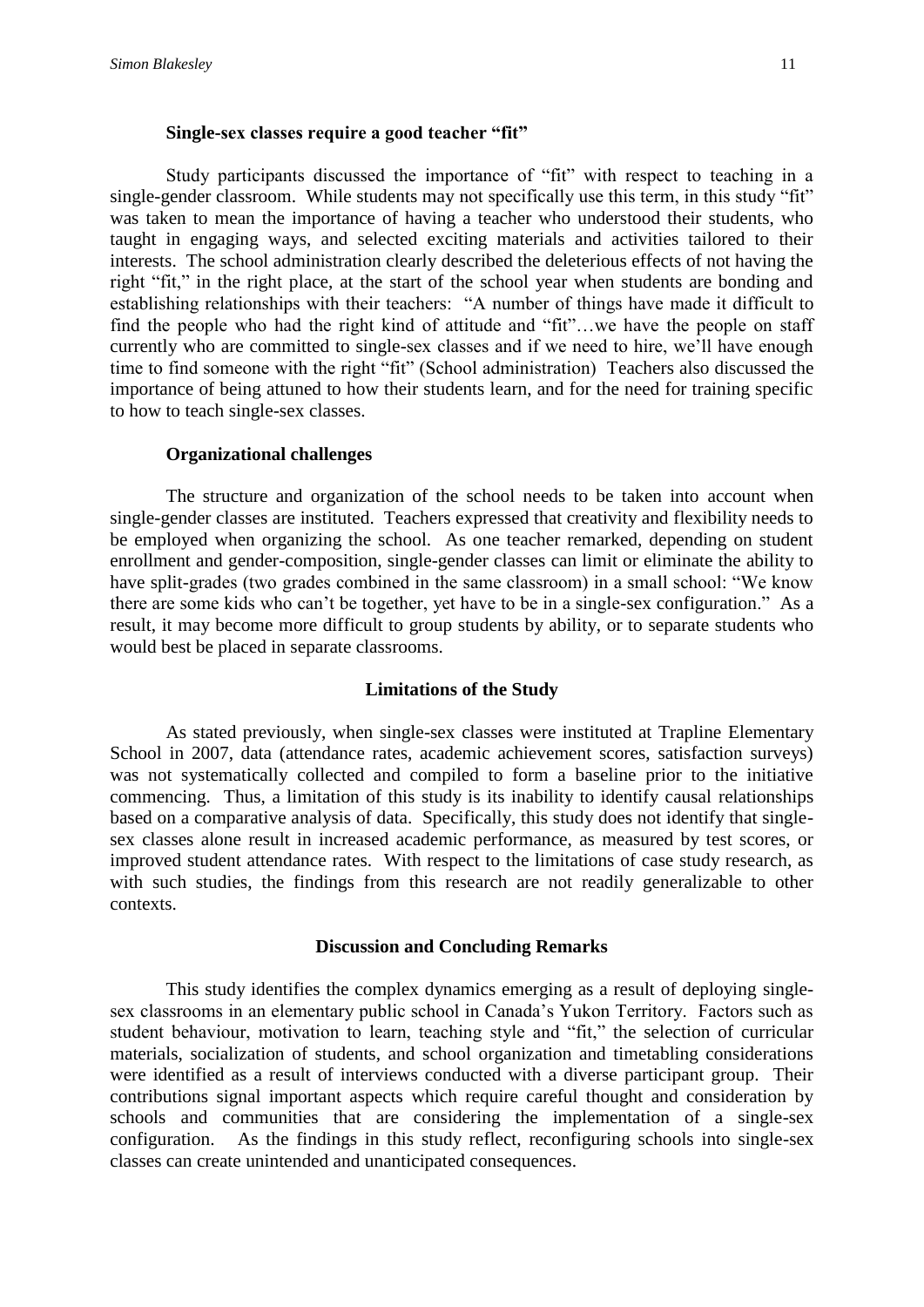### Single-sex classes require a good teacher "fit"

Study participants discussed the importance of "fit" with respect to teaching in a single-gender classroom. While students may not specifically use this term, in this study "fit" was taken to mean the importance of having a teacher who understood their students, who taught in engaging ways, and selected exciting materials and activities tailored to their interests. The school administration clearly described the deleterious effects of not having the right "fit," in the right place, at the start of the school year when students are bonding and establishing relationships with their teachers: "A number of things have made it difficult to find the people who had the right kind of attitude and "fit"…we have the people on staff currently who are committed to single-sex classes and if we need to hire, we'll have enough time to find someone with the right "fit" (School administration) Teachers also discussed the importance of being attuned to how their students learn, and for the need for training specific to how to teach single-sex classes.

### Organizational challenges

The structure and organization of the school needs to be taken into account when single-gender classes are instituted. Teachers expressed that creativity and flexibility needs to be employed when organizing the school. As one teacher remarked, depending on student enrollment and gender-composition, single-gender classes can limit or eliminate the ability to have split-grades (two grades combined in the same classroom) in a small school: "We know there are some kids who can't be together, yet have to be in a single-sex configuration." As a result, it may become more difficult to group students by ability, or to separate students who would best be placed in separate classrooms.

## Limitations of the Study

As stated previously, when single-sex classes were instituted at Trapline Elementary School in 2007, data (attendance rates, academic achievement scores, satisfaction surveys) was not systematically collected and compiled to form a baseline prior to the initiative commencing. Thus, a limitation of this study is its inability to identify causal relationships based on a comparative analysis of data. Specifically, this study does not identify that single-sex classes alone result in increased academic performance, as measured by test scores, or improved student attendance rates. With respect to the limitations of case study research, as with such studies, the findings from this research are not readily generalizable to other contexts.

## Discussion and Concluding Remarks

This study identifies the complex dynamics emerging as a result of deploying single-sex classrooms in an elementary public school in Canada's Yukon Territory. Factors such as student behaviour, motivation to learn, teaching style and "fit," the selection of curricular materials, socialization of students, and school organization and timetabling considerations were identified as a result of interviews conducted with a diverse participant group. Their contributions signal important aspects which require careful thought and consideration by schools and communities that are considering the implementation of a single-sex configuration. As the findings in this study reflect, reconfiguring schools into single-sex classes can create unintended and unanticipated consequences.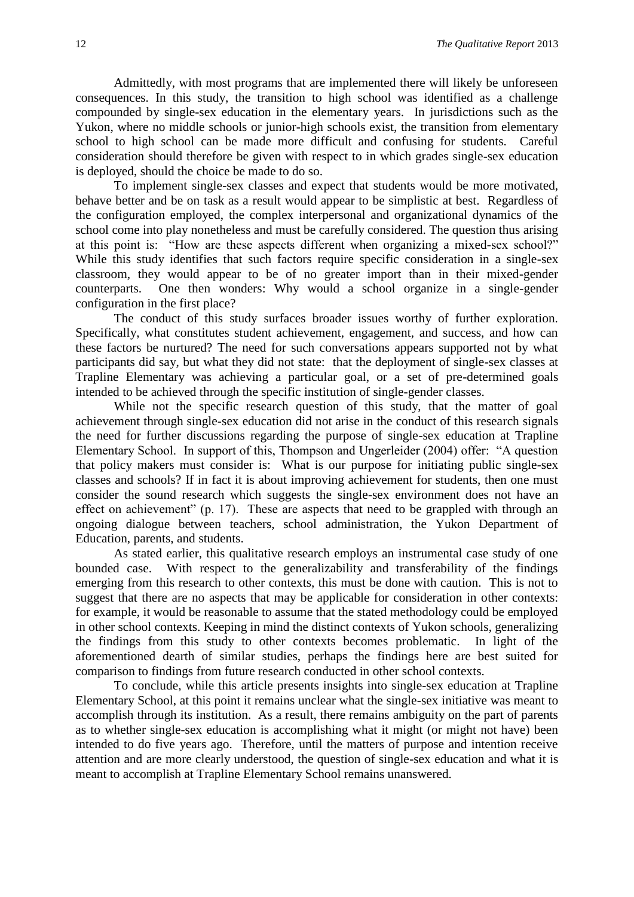Admittedly, with most programs that are implemented there will likely be unforeseen consequences. In this study, the transition to high school was identified as a challenge compounded by single-sex education in the elementary years. In jurisdictions such as the Yukon, where no middle schools or junior-high schools exist, the transition from elementary school to high school can be made more difficult and confusing for students. Careful consideration should therefore be given with respect to in which grades single-sex education is deployed, should the choice be made to do so.

To implement single-sex classes and expect that students would be more motivated, behave better and be on task as a result would appear to be simplistic at best. Regardless of the configuration employed, the complex interpersonal and organizational dynamics of the school come into play nonetheless and must be carefully considered. The question thus arising at this point is: "How are these aspects different when organizing a mixed-sex school?" While this study identifies that such factors require specific consideration in a single-sex classroom, they would appear to be of no greater import than in their mixed-gender counterparts. One then wonders: Why would a school organize in a single-gender configuration in the first place?

The conduct of this study surfaces broader issues worthy of further exploration. Specifically, what constitutes student achievement, engagement, and success, and how can these factors be nurtured? The need for such conversations appears supported not by what participants did say, but what they did not state: that the deployment of single-sex classes at Trapline Elementary was achieving a particular goal, or a set of pre-determined goals intended to be achieved through the specific institution of single-gender classes.

While not the specific research question of this study, that the matter of goal achievement through single-sex education did not arise in the conduct of this research signals the need for further discussions regarding the purpose of single-sex education at Trapline Elementary School. In support of this, Thompson and Ungerleider (2004) offer: "A question that policy makers must consider is: What is our purpose for initiating public single-sex classes and schools? If in fact it is about improving achievement for students, then one must consider the sound research which suggests the single-sex environment does not have an effect on achievement" (p. 17). These are aspects that need to be grappled with through an ongoing dialogue between teachers, school administration, the Yukon Department of Education, parents, and students.

As stated earlier, this qualitative research employs an instrumental case study of one bounded case. With respect to the generalizability and transferability of the findings emerging from this research to other contexts, this must be done with caution. This is not to suggest that there are no aspects that may be applicable for consideration in other contexts: for example, it would be reasonable to assume that the stated methodology could be employed in other school contexts. Keeping in mind the distinct contexts of Yukon schools, generalizing the findings from this study to other contexts becomes problematic. In light of the aforementioned dearth of similar studies, perhaps the findings here are best suited for comparison to findings from future research conducted in other school contexts.

To conclude, while this article presents insights into single-sex education at Trapline Elementary School, at this point it remains unclear what the single-sex initiative was meant to accomplish through its institution. As a result, there remains ambiguity on the part of parents as to whether single-sex education is accomplishing what it might (or might not have) been intended to do five years ago. Therefore, until the matters of purpose and intention receive attention and are more clearly understood, the question of single-sex education and what it is meant to accomplish at Trapline Elementary School remains unanswered.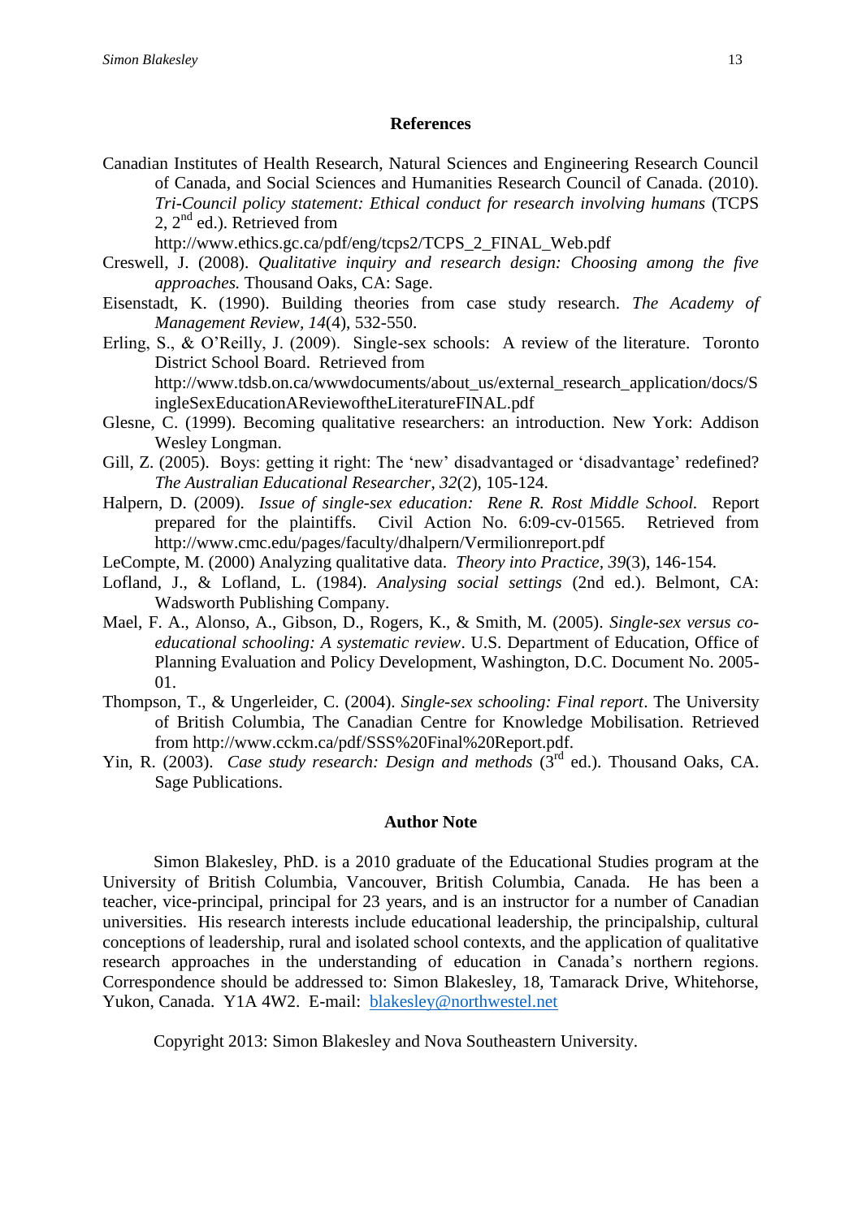## References

Canadian Institutes of Health Research, Natural Sciences and Engineering Research Council of Canada, and Social Sciences and Humanities Research Council of Canada. (2010). *Tri-Council policy statement: Ethical conduct for research involving humans* (TCPS 2, 2nd ed.). Retrieved from http://www.ethics.gc.ca/pdf/eng/tcps2/TCPS_2_FINAL_Web.pdf

Creswell, J. (2008). *Qualitative inquiry and research design: Choosing among the five approaches.* Thousand Oaks, CA: Sage.

Eisenstadt, K. (1990). Building theories from case study research. *The Academy of Management Review*, *14*(4), 532-550.

Erling, S., & O'Reilly, J. (2009). Single-sex schools: A review of the literature. Toronto District School Board. Retrieved from http://www.tdsb.on.ca/wwwdocuments/about_us/external_research_application/docs/SingleSexEducationAReviewoftheLiteratureFINAL.pdf

Glesne, C. (1999). Becoming qualitative researchers: an introduction. New York: Addison Wesley Longman.

Gill, Z. (2005). Boys: getting it right: The 'new' disadvantaged or 'disadvantage' redefined? *The Australian Educational Researcher*, *32*(2), 105-124.

Halpern, D. (2009). *Issue of single-sex education: Rene R. Rost Middle School.* Report prepared for the plaintiffs. Civil Action No. 6:09-cv-01565. Retrieved from http://www.cmc.edu/pages/faculty/dhalpern/Vermilionreport.pdf

LeCompte, M. (2000) Analyzing qualitative data. *Theory into Practice*, *39*(3), 146-154.

Lofland, J., & Lofland, L. (1984). *Analysing social settings* (2nd ed.). Belmont, CA: Wadsworth Publishing Company.

Mael, F. A., Alonso, A., Gibson, D., Rogers, K., & Smith, M. (2005). *Single-sex versus co-educational schooling: A systematic review*. U.S. Department of Education, Office of Planning Evaluation and Policy Development, Washington, D.C. Document No. 2005-01.

Thompson, T., & Ungerleider, C. (2004). *Single-sex schooling: Final report*. The University of British Columbia, The Canadian Centre for Knowledge Mobilisation. Retrieved from http://www.cckm.ca/pdf/SSS%20Final%20Report.pdf.

Yin, R. (2003). *Case study research: Design and methods* (3rd ed.). Thousand Oaks, CA. Sage Publications.

## Author Note

Simon Blakesley, PhD. is a 2010 graduate of the Educational Studies program at the University of British Columbia, Vancouver, British Columbia, Canada. He has been a teacher, vice-principal, principal for 23 years, and is an instructor for a number of Canadian universities. His research interests include educational leadership, the principalship, cultural conceptions of leadership, rural and isolated school contexts, and the application of qualitative research approaches in the understanding of education in Canada's northern regions. Correspondence should be addressed to: Simon Blakesley, 18, Tamarack Drive, Whitehorse, Yukon, Canada. Y1A 4W2. E-mail: blakesley@northwestel.net

Copyright 2013: Simon Blakesley and Nova Southeastern University.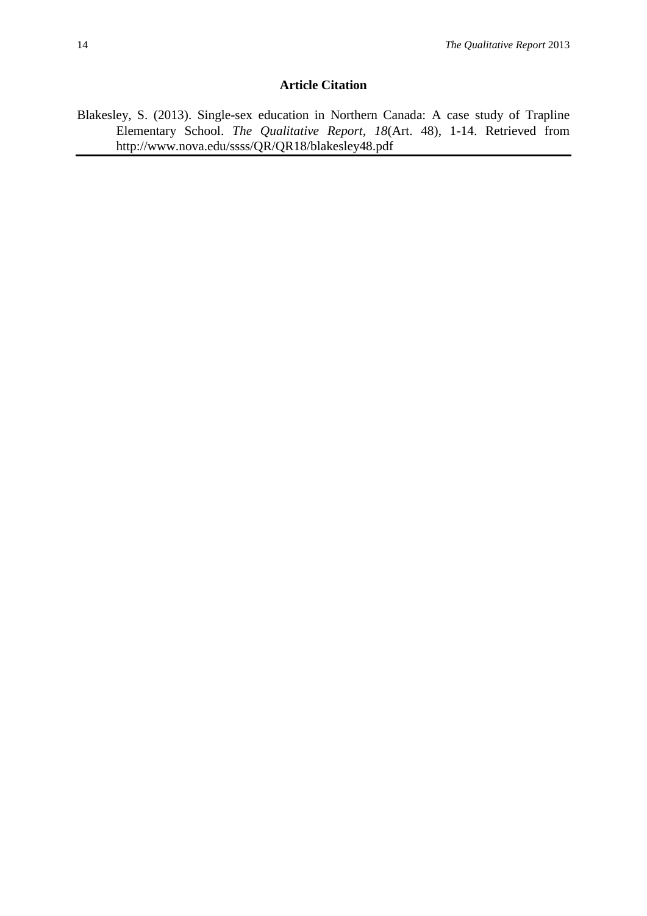## Article Citation

Blakesley, S. (2013). Single-sex education in Northern Canada: A case study of Trapline Elementary School. *The Qualitative Report, 18*(Art. 48), 1-14. Retrieved from http://www.nova.edu/ssss/QR/QR18/blakesley48.pdf